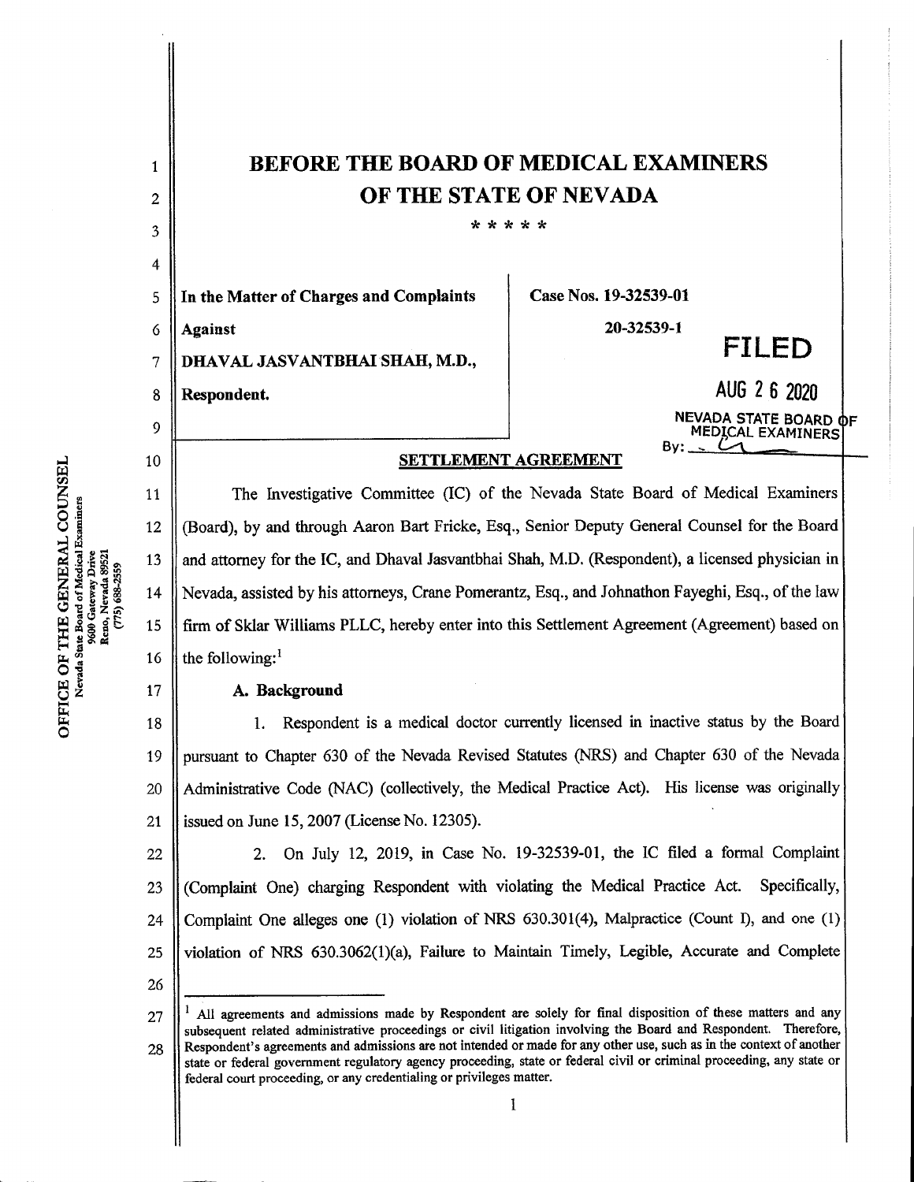# BEFORE THE BOARD OF MEDICAL EXAMINERS OF THE STATE OF NEVADA

\* \* \* \* \*

| | |
|---|---|
| **In the Matter of Charges and Complaints Against** | **Case Nos. 19-32539-01** |
| **DHAVAL JASVANTBHAI SHAH, M.D.,** | **20-32539-1** |
| **Respondent.** | |

FILED
AUG 2 6 2020
NEVADA STATE BOARD OF MEDICAL EXAMINERS
By: ___

## SETTLEMENT AGREEMENT

The Investigative Committee (IC) of the Nevada State Board of Medical Examiners (Board), by and through Aaron Bart Fricke, Esq., Senior Deputy General Counsel for the Board and attorney for the IC, and Dhaval Jasvantbhai Shah, M.D. (Respondent), a licensed physician in Nevada, assisted by his attorneys, Crane Pomerantz, Esq., and Johnathon Fayeghi, Esq., of the law firm of Sklar Williams PLLC, hereby enter into this Settlement Agreement (Agreement) based on the following:[1]

**A. Background**

1. Respondent is a medical doctor currently licensed in inactive status by the Board pursuant to Chapter 630 of the Nevada Revised Statutes (NRS) and Chapter 630 of the Nevada Administrative Code (NAC) (collectively, the Medical Practice Act). His license was originally issued on June 15, 2007 (License No. 12305).

2. On July 12, 2019, in Case No. 19-32539-01, the IC filed a formal Complaint (Complaint One) charging Respondent with violating the Medical Practice Act. Specifically, Complaint One alleges one (1) violation of NRS 630.301(4), Malpractice (Count I), and one (1) violation of NRS 630.3062(1)(a), Failure to Maintain Timely, Legible, Accurate and Complete

---

[1] All agreements and admissions made by Respondent are solely for final disposition of these matters and any subsequent related administrative proceedings or civil litigation involving the Board and Respondent. Therefore, Respondent's agreements and admissions are not intended or made for any other use, such as in the context of another state or federal government regulatory agency proceeding, state or federal civil or criminal proceeding, any state or federal court proceeding, or any credentialing or privileges matter.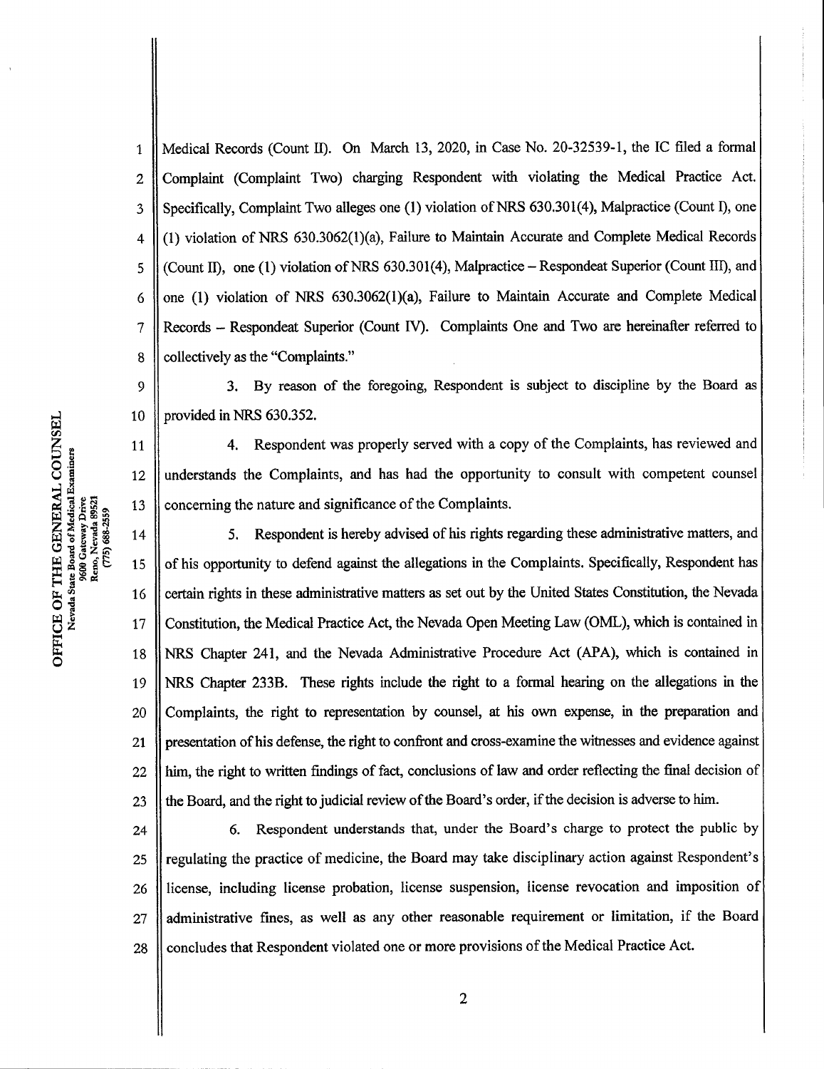Medical Records (Count II). On March 13, 2020, in Case No. 20-32539-1, the IC filed a formal Complaint (Complaint Two) charging Respondent with violating the Medical Practice Act. Specifically, Complaint Two alleges one (1) violation of NRS 630.301(4), Malpractice (Count I), one (1) violation of NRS 630.3062(1)(a), Failure to Maintain Accurate and Complete Medical Records (Count II), one (1) violation of NRS 630.301(4), Malpractice – Respondeat Superior (Count III), and one (1) violation of NRS 630.3062(1)(a), Failure to Maintain Accurate and Complete Medical Records – Respondeat Superior (Count IV). Complaints One and Two are hereinafter referred to collectively as the "Complaints."

3. By reason of the foregoing, Respondent is subject to discipline by the Board as provided in NRS 630.352.

4. Respondent was properly served with a copy of the Complaints, has reviewed and understands the Complaints, and has had the opportunity to consult with competent counsel concerning the nature and significance of the Complaints.

5. Respondent is hereby advised of his rights regarding these administrative matters, and of his opportunity to defend against the allegations in the Complaints. Specifically, Respondent has certain rights in these administrative matters as set out by the United States Constitution, the Nevada Constitution, the Medical Practice Act, the Nevada Open Meeting Law (OML), which is contained in NRS Chapter 241, and the Nevada Administrative Procedure Act (APA), which is contained in NRS Chapter 233B. These rights include the right to a formal hearing on the allegations in the Complaints, the right to representation by counsel, at his own expense, in the preparation and presentation of his defense, the right to confront and cross-examine the witnesses and evidence against him, the right to written findings of fact, conclusions of law and order reflecting the final decision of the Board, and the right to judicial review of the Board's order, if the decision is adverse to him.

6. Respondent understands that, under the Board's charge to protect the public by regulating the practice of medicine, the Board may take disciplinary action against Respondent's license, including license probation, license suspension, license revocation and imposition of administrative fines, as well as any other reasonable requirement or limitation, if the Board concludes that Respondent violated one or more provisions of the Medical Practice Act.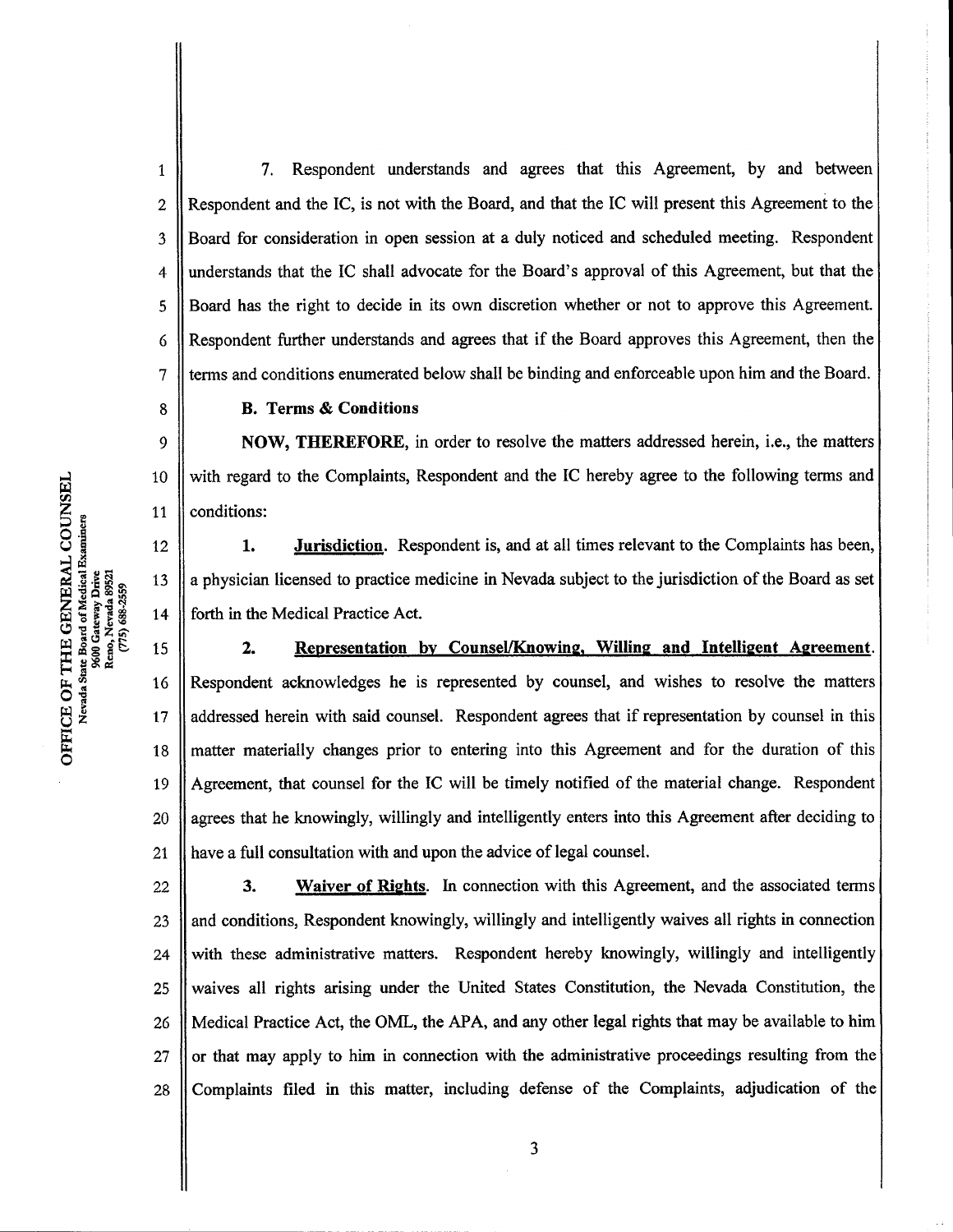7. Respondent understands and agrees that this Agreement, by and between Respondent and the IC, is not with the Board, and that the IC will present this Agreement to the Board for consideration in open session at a duly noticed and scheduled meeting. Respondent understands that the IC shall advocate for the Board's approval of this Agreement, but that the Board has the right to decide in its own discretion whether or not to approve this Agreement. Respondent further understands and agrees that if the Board approves this Agreement, then the terms and conditions enumerated below shall be binding and enforceable upon him and the Board.

**B. Terms & Conditions**

**NOW, THEREFORE,** in order to resolve the matters addressed herein, i.e., the matters with regard to the Complaints, Respondent and the IC hereby agree to the following terms and conditions:

**1. Jurisdiction**. Respondent is, and at all times relevant to the Complaints has been, a physician licensed to practice medicine in Nevada subject to the jurisdiction of the Board as set forth in the Medical Practice Act.

**2. Representation by Counsel/Knowing, Willing and Intelligent Agreement**. Respondent acknowledges he is represented by counsel, and wishes to resolve the matters addressed herein with said counsel. Respondent agrees that if representation by counsel in this matter materially changes prior to entering into this Agreement and for the duration of this Agreement, that counsel for the IC will be timely notified of the material change. Respondent agrees that he knowingly, willingly and intelligently enters into this Agreement after deciding to have a full consultation with and upon the advice of legal counsel.

**3. Waiver of Rights**. In connection with this Agreement, and the associated terms and conditions, Respondent knowingly, willingly and intelligently waives all rights in connection with these administrative matters. Respondent hereby knowingly, willingly and intelligently waives all rights arising under the United States Constitution, the Nevada Constitution, the Medical Practice Act, the OML, the APA, and any other legal rights that may be available to him or that may apply to him in connection with the administrative proceedings resulting from the Complaints filed in this matter, including defense of the Complaints, adjudication of the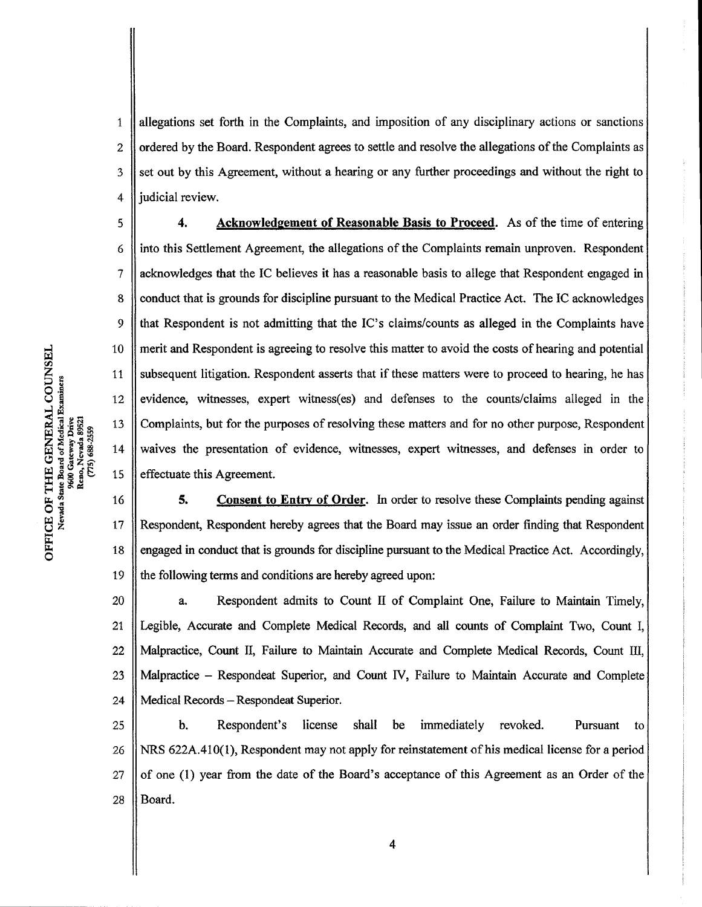allegations set forth in the Complaints, and imposition of any disciplinary actions or sanctions ordered by the Board. Respondent agrees to settle and resolve the allegations of the Complaints as set out by this Agreement, without a hearing or any further proceedings and without the right to judicial review.

**4. Acknowledgement of Reasonable Basis to Proceed.** As of the time of entering into this Settlement Agreement, the allegations of the Complaints remain unproven. Respondent acknowledges that the IC believes it has a reasonable basis to allege that Respondent engaged in conduct that is grounds for discipline pursuant to the Medical Practice Act. The IC acknowledges that Respondent is not admitting that the IC's claims/counts as alleged in the Complaints have merit and Respondent is agreeing to resolve this matter to avoid the costs of hearing and potential subsequent litigation. Respondent asserts that if these matters were to proceed to hearing, he has evidence, witnesses, expert witness(es) and defenses to the counts/claims alleged in the Complaints, but for the purposes of resolving these matters and for no other purpose, Respondent waives the presentation of evidence, witnesses, expert witnesses, and defenses in order to effectuate this Agreement.

**5. Consent to Entry of Order.** In order to resolve these Complaints pending against Respondent, Respondent hereby agrees that the Board may issue an order finding that Respondent engaged in conduct that is grounds for discipline pursuant to the Medical Practice Act. Accordingly, the following terms and conditions are hereby agreed upon:

a. Respondent admits to Count II of Complaint One, Failure to Maintain Timely, Legible, Accurate and Complete Medical Records, and all counts of Complaint Two, Count I, Malpractice, Count II, Failure to Maintain Accurate and Complete Medical Records, Count III, Malpractice – Respondeat Superior, and Count IV, Failure to Maintain Accurate and Complete Medical Records – Respondeat Superior.

b. Respondent's license shall be immediately revoked. Pursuant to NRS 622A.410(1), Respondent may not apply for reinstatement of his medical license for a period of one (1) year from the date of the Board's acceptance of this Agreement as an Order of the Board.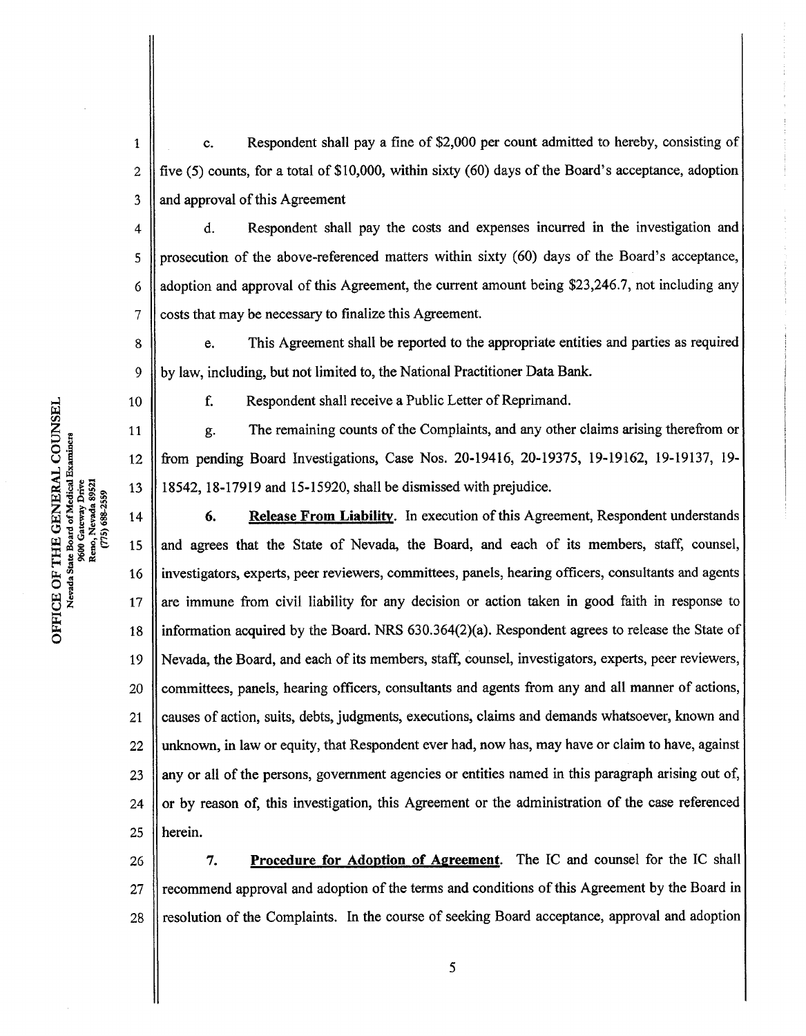c. Respondent shall pay a fine of $2,000 per count admitted to hereby, consisting of five (5) counts, for a total of $10,000, within sixty (60) days of the Board's acceptance, adoption and approval of this Agreement

d. Respondent shall pay the costs and expenses incurred in the investigation and prosecution of the above-referenced matters within sixty (60) days of the Board's acceptance, adoption and approval of this Agreement, the current amount being $23,246.7, not including any costs that may be necessary to finalize this Agreement.

e. This Agreement shall be reported to the appropriate entities and parties as required by law, including, but not limited to, the National Practitioner Data Bank.

f. Respondent shall receive a Public Letter of Reprimand.

g. The remaining counts of the Complaints, and any other claims arising therefrom or from pending Board Investigations, Case Nos. 20-19416, 20-19375, 19-19162, 19-19137, 19-18542, 18-17919 and 15-15920, shall be dismissed with prejudice.

**6. Release From Liability.** In execution of this Agreement, Respondent understands and agrees that the State of Nevada, the Board, and each of its members, staff, counsel, investigators, experts, peer reviewers, committees, panels, hearing officers, consultants and agents are immune from civil liability for any decision or action taken in good faith in response to information acquired by the Board. NRS 630.364(2)(a). Respondent agrees to release the State of Nevada, the Board, and each of its members, staff, counsel, investigators, experts, peer reviewers, committees, panels, hearing officers, consultants and agents from any and all manner of actions, causes of action, suits, debts, judgments, executions, claims and demands whatsoever, known and unknown, in law or equity, that Respondent ever had, now has, may have or claim to have, against any or all of the persons, government agencies or entities named in this paragraph arising out of, or by reason of, this investigation, this Agreement or the administration of the case referenced herein.

**7. Procedure for Adoption of Agreement.** The IC and counsel for the IC shall recommend approval and adoption of the terms and conditions of this Agreement by the Board in resolution of the Complaints. In the course of seeking Board acceptance, approval and adoption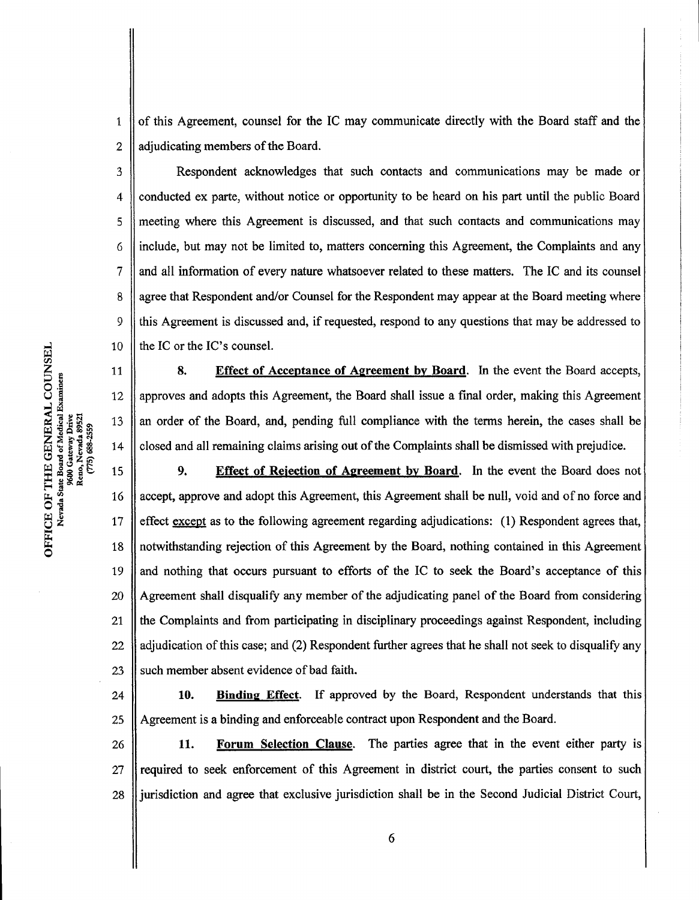of this Agreement, counsel for the IC may communicate directly with the Board staff and the adjudicating members of the Board.

Respondent acknowledges that such contacts and communications may be made or conducted ex parte, without notice or opportunity to be heard on his part until the public Board meeting where this Agreement is discussed, and that such contacts and communications may include, but may not be limited to, matters concerning this Agreement, the Complaints and any and all information of every nature whatsoever related to these matters. The IC and its counsel agree that Respondent and/or Counsel for the Respondent may appear at the Board meeting where this Agreement is discussed and, if requested, respond to any questions that may be addressed to the IC or the IC's counsel.

**8. Effect of Acceptance of Agreement by Board**. In the event the Board accepts, approves and adopts this Agreement, the Board shall issue a final order, making this Agreement an order of the Board, and, pending full compliance with the terms herein, the cases shall be closed and all remaining claims arising out of the Complaints shall be dismissed with prejudice.

**9. Effect of Rejection of Agreement by Board**. In the event the Board does not accept, approve and adopt this Agreement, this Agreement shall be null, void and of no force and effect except as to the following agreement regarding adjudications: (1) Respondent agrees that, notwithstanding rejection of this Agreement by the Board, nothing contained in this Agreement and nothing that occurs pursuant to efforts of the IC to seek the Board's acceptance of this Agreement shall disqualify any member of the adjudicating panel of the Board from considering the Complaints and from participating in disciplinary proceedings against Respondent, including adjudication of this case; and (2) Respondent further agrees that he shall not seek to disqualify any such member absent evidence of bad faith.

**10. Binding Effect**. If approved by the Board, Respondent understands that this Agreement is a binding and enforceable contract upon Respondent and the Board.

**11. Forum Selection Clause**. The parties agree that in the event either party is required to seek enforcement of this Agreement in district court, the parties consent to such jurisdiction and agree that exclusive jurisdiction shall be in the Second Judicial District Court,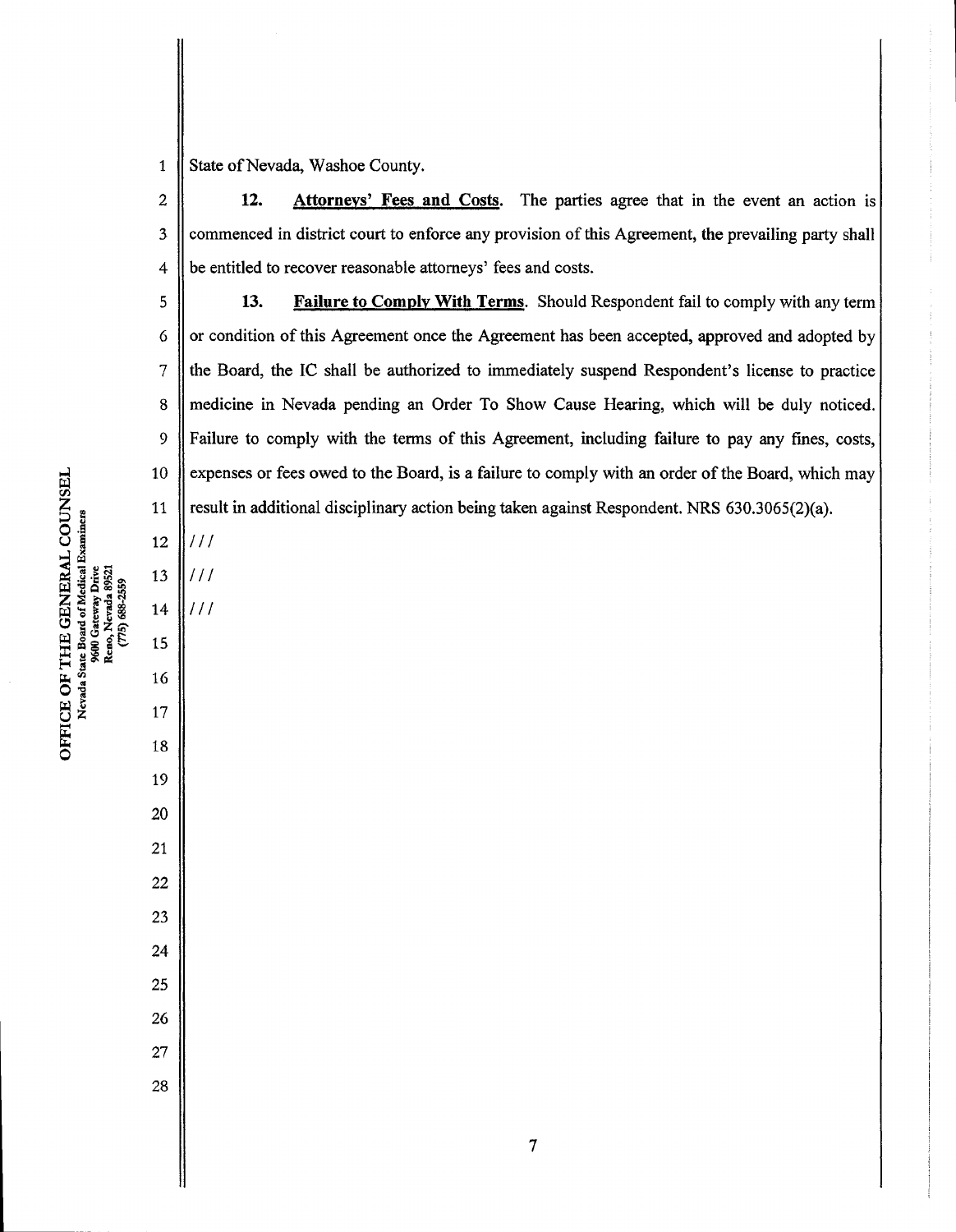State of Nevada, Washoe County.

**12.** **Attorneys' Fees and Costs**. The parties agree that in the event an action is commenced in district court to enforce any provision of this Agreement, the prevailing party shall be entitled to recover reasonable attorneys' fees and costs.

**13.** **Failure to Comply With Terms**. Should Respondent fail to comply with any term or condition of this Agreement once the Agreement has been accepted, approved and adopted by the Board, the IC shall be authorized to immediately suspend Respondent's license to practice medicine in Nevada pending an Order To Show Cause Hearing, which will be duly noticed. Failure to comply with the terms of this Agreement, including failure to pay any fines, costs, expenses or fees owed to the Board, is a failure to comply with an order of the Board, which may result in additional disciplinary action being taken against Respondent. NRS 630.3065(2)(a).

///

///

///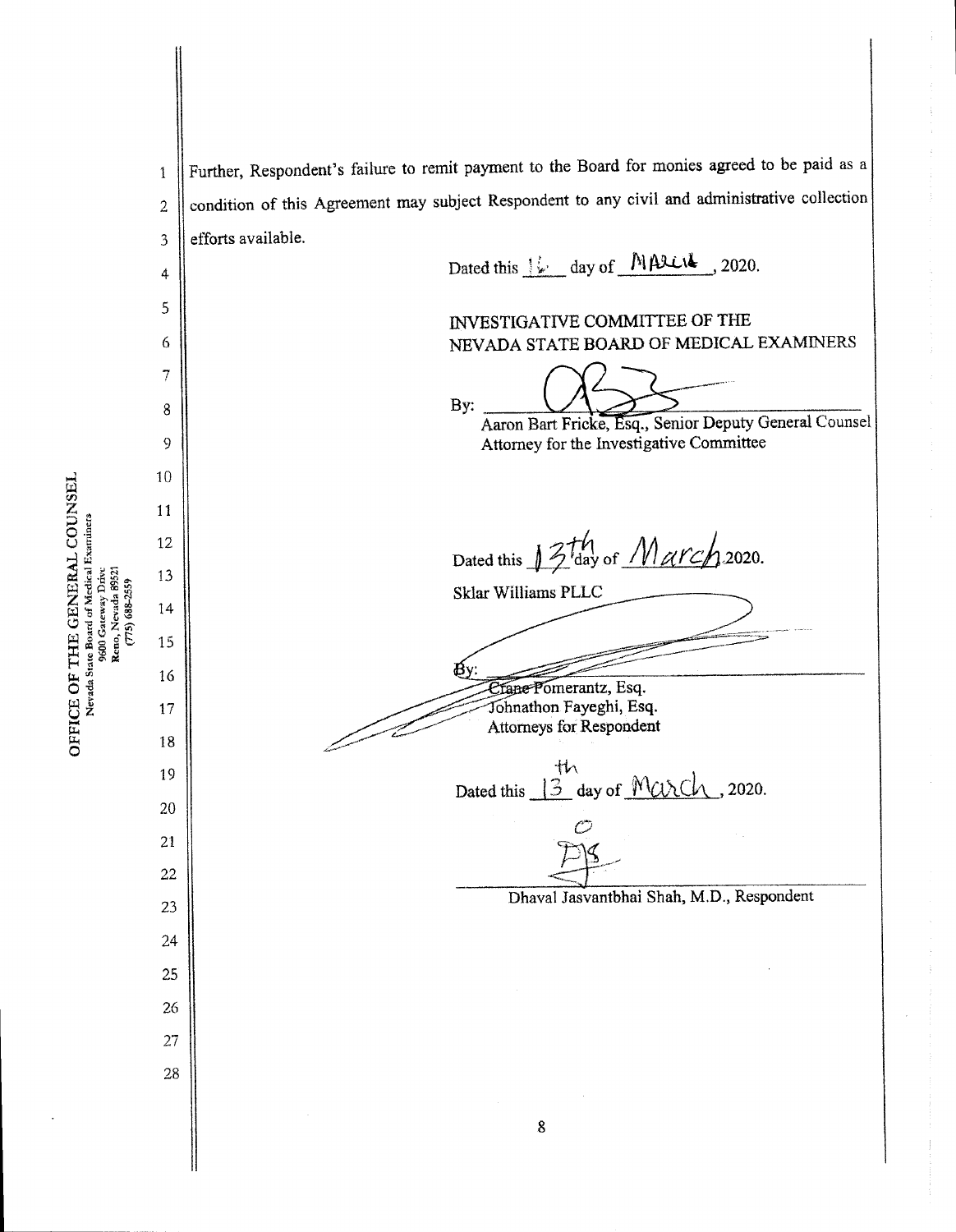Further, Respondent's failure to remit payment to the Board for monies agreed to be paid as a condition of this Agreement may subject Respondent to any civil and administrative collection efforts available.

Dated this 16 day of MARCH, 2020.

INVESTIGATIVE COMMITTEE OF THE
NEVADA STATE BOARD OF MEDICAL EXAMINERS

By: ______________________________
Aaron Bart Fricke, Esq., Senior Deputy General Counsel
Attorney for the Investigative Committee

Dated this 13th day of March 2020.

Sklar Williams PLLC

By: ______________________________
Crane Pomerantz, Esq.
Johnathon Fayeghi, Esq.
Attorneys for Respondent

Dated this 13th day of March, 2020.

______________________________
Dhaval Jasvantbhai Shah, M.D., Respondent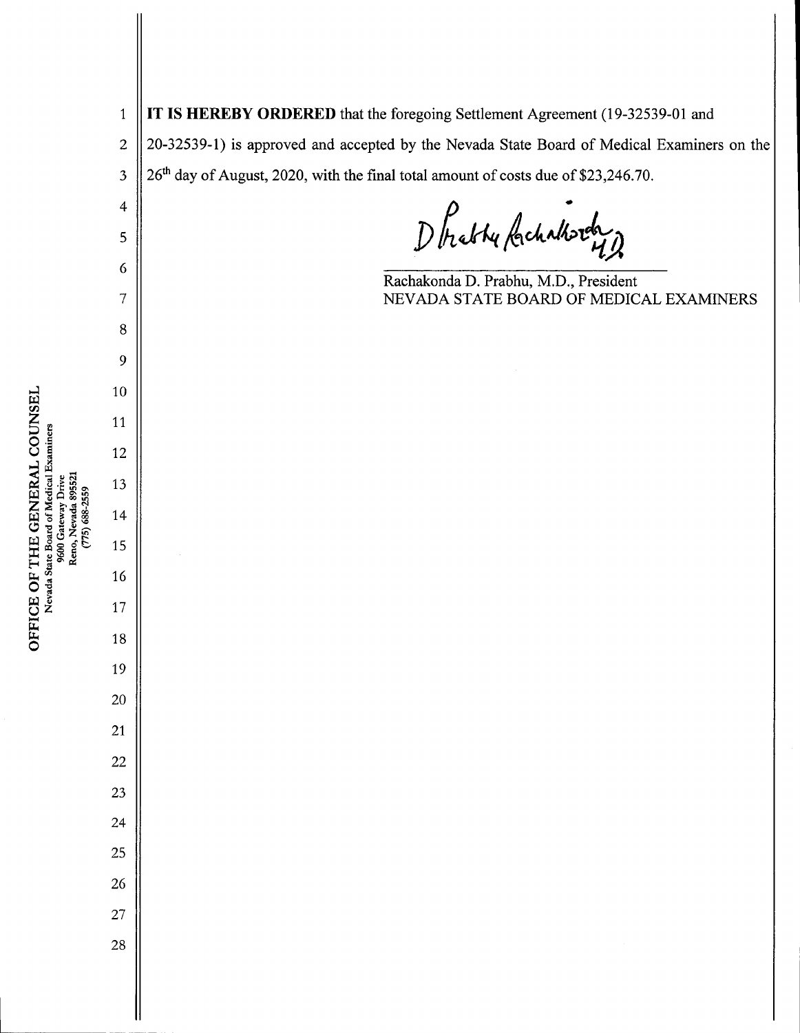**IT IS HEREBY ORDERED** that the foregoing Settlement Agreement (19-32539-01 and 20-32539-1) is approved and accepted by the Nevada State Board of Medical Examiners on the 26th day of August, 2020, with the final total amount of costs due of $23,246.70.

Rachakonda D. Prabhu, M.D., President
NEVADA STATE BOARD OF MEDICAL EXAMINERS

OFFICE OF THE GENERAL COUNSEL
Nevada State Board of Medical Examiners
9600 Gateway Drive
Reno, Nevada 895521
(775) 688-2559